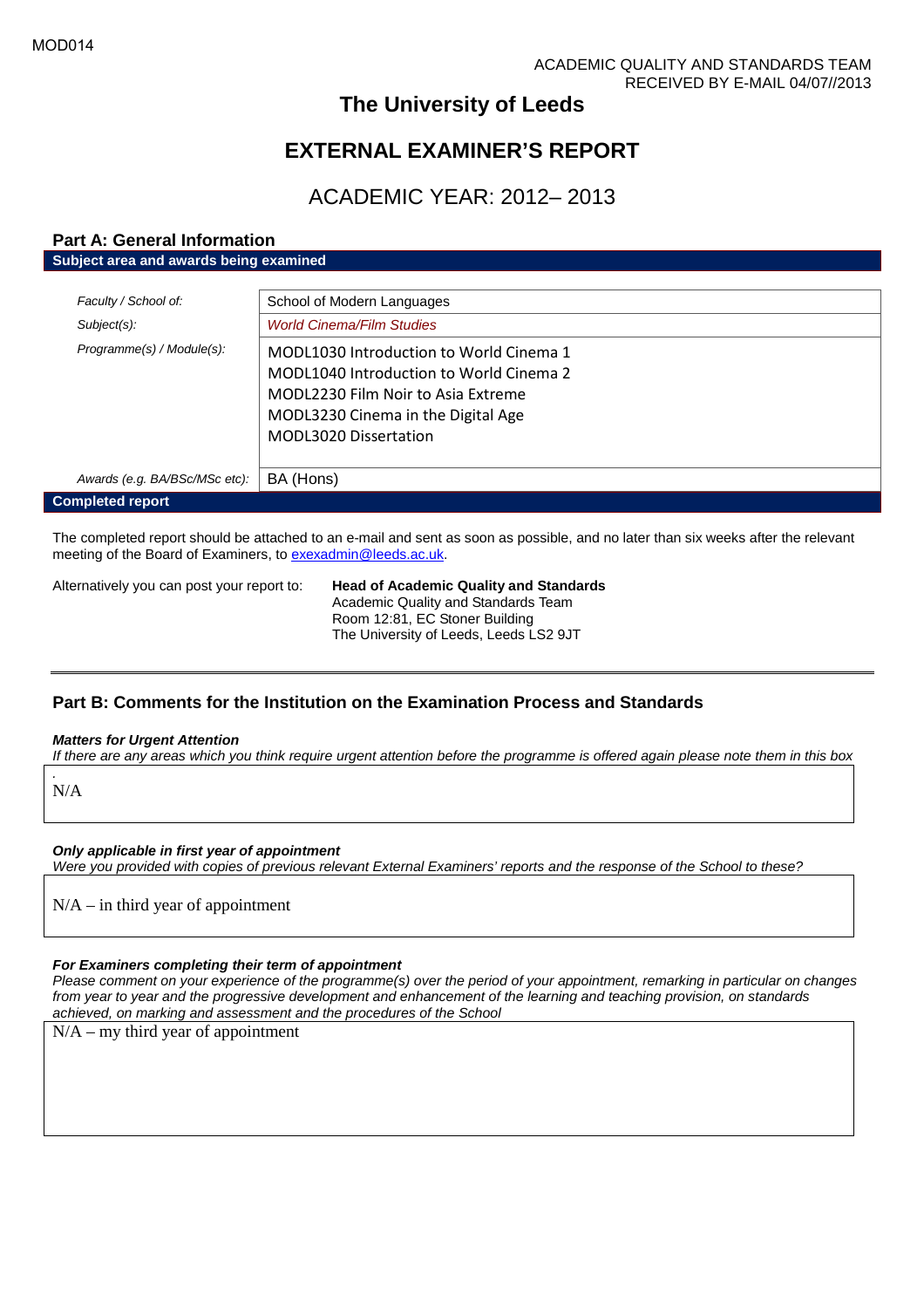MOD014

ACADEMIC QUALITY AND STANDARDS TEAM
RECEIVED BY E-MAIL 04/07//2013

# The University of Leeds

# EXTERNAL EXAMINER'S REPORT

## ACADEMIC YEAR: 2012– 2013

### Part A: General Information

**Subject area and awards being examined**

| | |
|---|---|
| *Faculty / School of:* | School of Modern Languages |
| *Subject(s):* | *World Cinema/Film Studies* |
| *Programme(s) / Module(s):* | MODL1030 Introduction to World Cinema 1<br>MODL1040 Introduction to World Cinema 2<br>MODL2230 Film Noir to Asia Extreme<br>MODL3230 Cinema in the Digital Age<br>MODL3020 Dissertation |
| *Awards (e.g. BA/BSc/MSc etc):* | BA (Hons) |

**Completed report**

The completed report should be attached to an e-mail and sent as soon as possible, and no later than six weeks after the relevant meeting of the Board of Examiners, to exexadmin@leeds.ac.uk.

Alternatively you can post your report to:

**Head of Academic Quality and Standards**
Academic Quality and Standards Team
Room 12:81, EC Stoner Building
The University of Leeds, Leeds LS2 9JT

### Part B: Comments for the Institution on the Examination Process and Standards

***Matters for Urgent Attention***

*If there are any areas which you think require urgent attention before the programme is offered again please note them in this box*

N/A

***Only applicable in first year of appointment***

*Were you provided with copies of previous relevant External Examiners' reports and the response of the School to these?*

N/A – in third year of appointment

***For Examiners completing their term of appointment***

*Please comment on your experience of the programme(s) over the period of your appointment, remarking in particular on changes from year to year and the progressive development and enhancement of the learning and teaching provision, on standards achieved, on marking and assessment and the procedures of the School*

N/A – my third year of appointment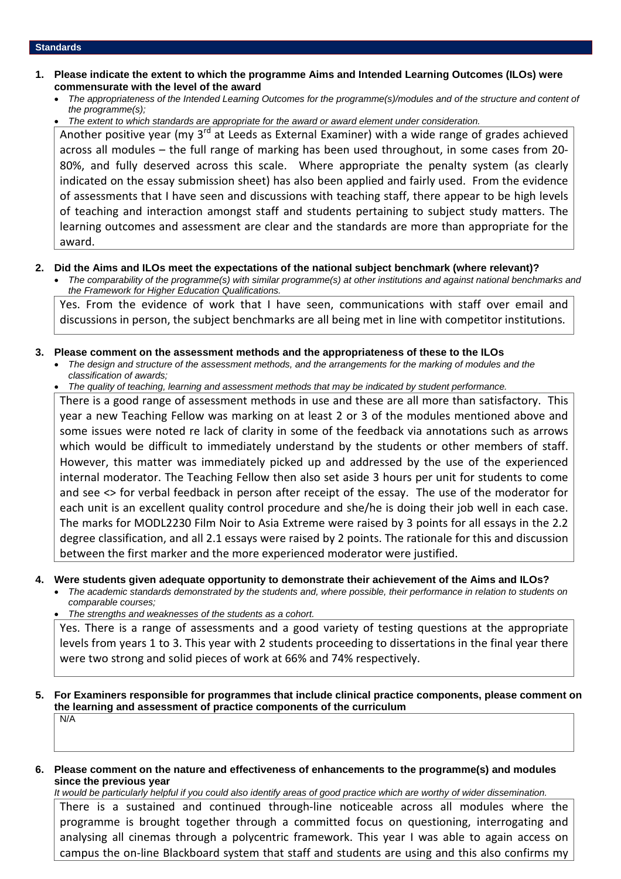## Standards

**1. Please indicate the extent to which the programme Aims and Intended Learning Outcomes (ILOs) were commensurate with the level of the award**

- *The appropriateness of the Intended Learning Outcomes for the programme(s)/modules and of the structure and content of the programme(s);*
- *The extent to which standards are appropriate for the award or award element under consideration.*

Another positive year (my 3rd at Leeds as External Examiner) with a wide range of grades achieved across all modules – the full range of marking has been used throughout, in some cases from 20-80%, and fully deserved across this scale. Where appropriate the penalty system (as clearly indicated on the essay submission sheet) has also been applied and fairly used. From the evidence of assessments that I have seen and discussions with teaching staff, there appear to be high levels of teaching and interaction amongst staff and students pertaining to subject study matters. The learning outcomes and assessment are clear and the standards are more than appropriate for the award.

**2. Did the Aims and ILOs meet the expectations of the national subject benchmark (where relevant)?**

- *The comparability of the programme(s) with similar programme(s) at other institutions and against national benchmarks and the Framework for Higher Education Qualifications.*

Yes. From the evidence of work that I have seen, communications with staff over email and discussions in person, the subject benchmarks are all being met in line with competitor institutions.

**3. Please comment on the assessment methods and the appropriateness of these to the ILOs**

- *The design and structure of the assessment methods, and the arrangements for the marking of modules and the classification of awards;*
- *The quality of teaching, learning and assessment methods that may be indicated by student performance.*

There is a good range of assessment methods in use and these are all more than satisfactory. This year a new Teaching Fellow was marking on at least 2 or 3 of the modules mentioned above and some issues were noted re lack of clarity in some of the feedback via annotations such as arrows which would be difficult to immediately understand by the students or other members of staff. However, this matter was immediately picked up and addressed by the use of the experienced internal moderator. The Teaching Fellow then also set aside 3 hours per unit for students to come and see <> for verbal feedback in person after receipt of the essay. The use of the moderator for each unit is an excellent quality control procedure and she/he is doing their job well in each case. The marks for MODL2230 Film Noir to Asia Extreme were raised by 3 points for all essays in the 2.2 degree classification, and all 2.1 essays were raised by 2 points. The rationale for this and discussion between the first marker and the more experienced moderator were justified.

**4. Were students given adequate opportunity to demonstrate their achievement of the Aims and ILOs?**

- *The academic standards demonstrated by the students and, where possible, their performance in relation to students on comparable courses;*
- *The strengths and weaknesses of the students as a cohort.*

Yes. There is a range of assessments and a good variety of testing questions at the appropriate levels from years 1 to 3. This year with 2 students proceeding to dissertations in the final year there were two strong and solid pieces of work at 66% and 74% respectively.

**5. For Examiners responsible for programmes that include clinical practice components, please comment on the learning and assessment of practice components of the curriculum**

N/A

**6. Please comment on the nature and effectiveness of enhancements to the programme(s) and modules since the previous year**

*It would be particularly helpful if you could also identify areas of good practice which are worthy of wider dissemination.*

There is a sustained and continued through-line noticeable across all modules where the programme is brought together through a committed focus on questioning, interrogating and analysing all cinemas through a polycentric framework. This year I was able to again access on campus the on-line Blackboard system that staff and students are using and this also confirms my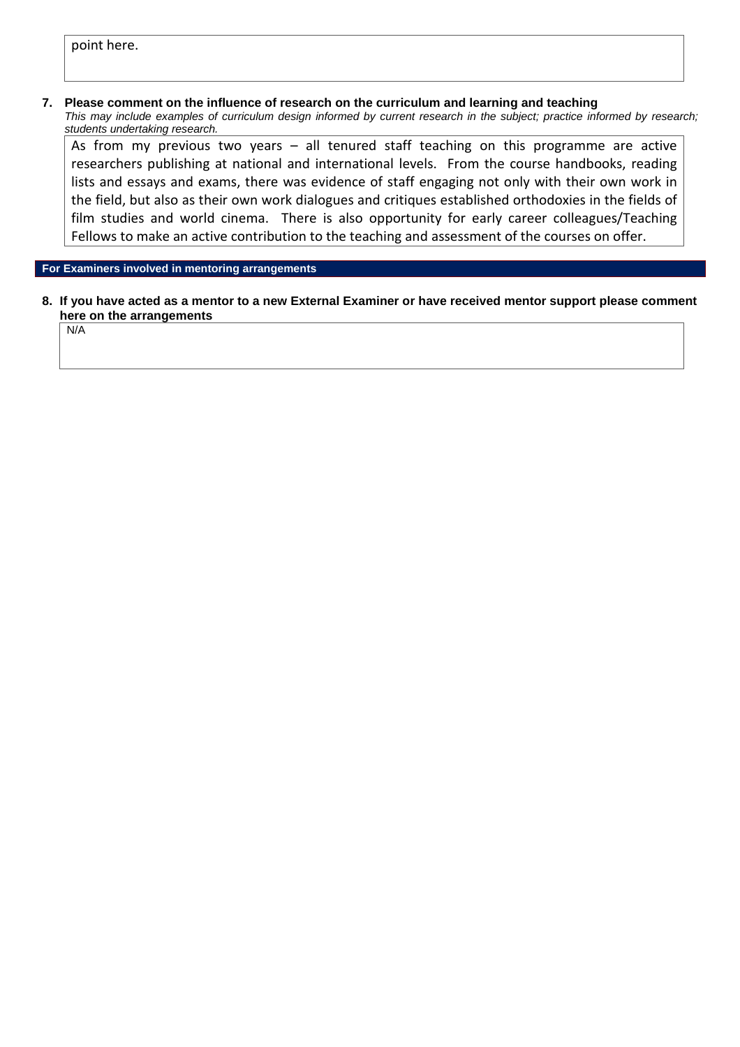point here.

**7. Please comment on the influence of research on the curriculum and learning and teaching**

*This may include examples of curriculum design informed by current research in the subject; practice informed by research; students undertaking research.*

As from my previous two years – all tenured staff teaching on this programme are active researchers publishing at national and international levels. From the course handbooks, reading lists and essays and exams, there was evidence of staff engaging not only with their own work in the field, but also as their own work dialogues and critiques established orthodoxies in the fields of film studies and world cinema. There is also opportunity for early career colleagues/Teaching Fellows to make an active contribution to the teaching and assessment of the courses on offer.

**For Examiners involved in mentoring arrangements**

**8. If you have acted as a mentor to a new External Examiner or have received mentor support please comment here on the arrangements**

N/A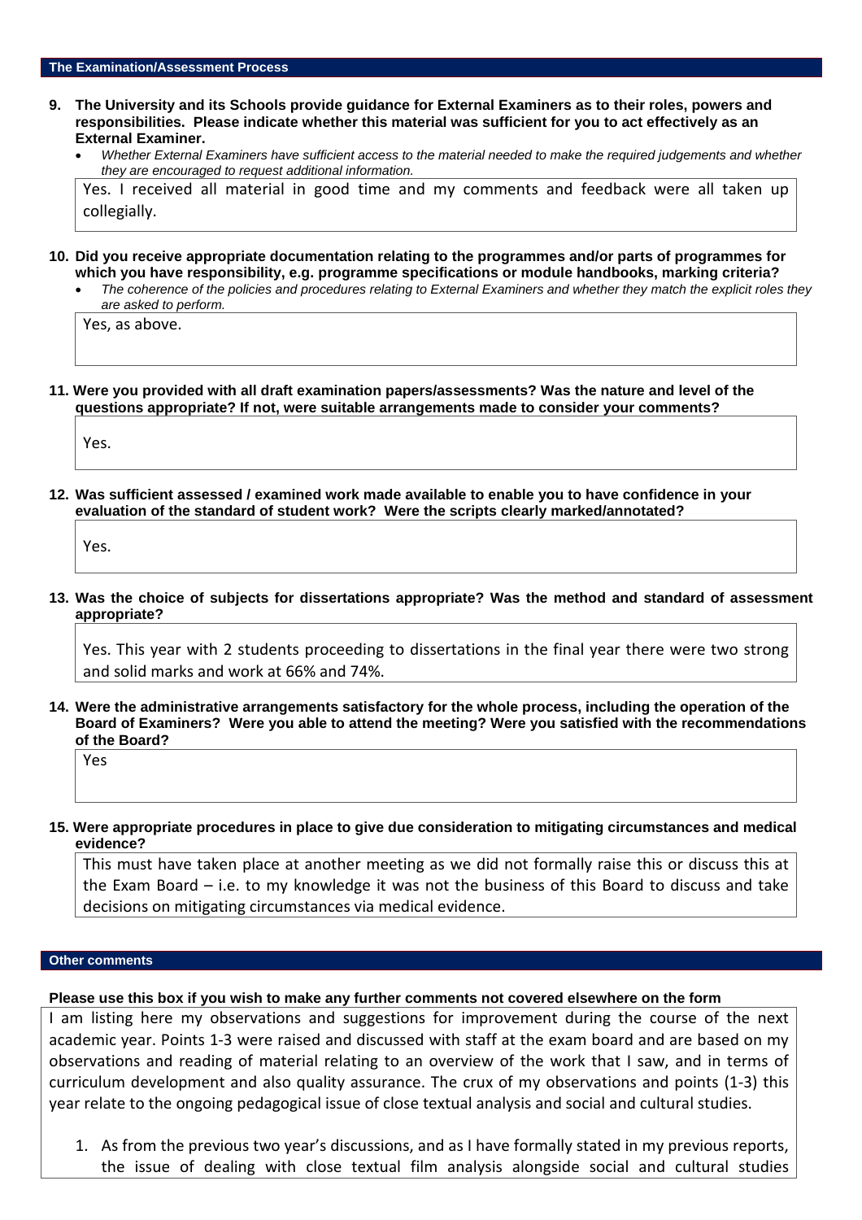## The Examination/Assessment Process

**9. The University and its Schools provide guidance for External Examiners as to their roles, powers and responsibilities. Please indicate whether this material was sufficient for you to act effectively as an External Examiner.**

- *Whether External Examiners have sufficient access to the material needed to make the required judgements and whether they are encouraged to request additional information.*

Yes. I received all material in good time and my comments and feedback were all taken up collegially.

**10. Did you receive appropriate documentation relating to the programmes and/or parts of programmes for which you have responsibility, e.g. programme specifications or module handbooks, marking criteria?**

- *The coherence of the policies and procedures relating to External Examiners and whether they match the explicit roles they are asked to perform.*

Yes, as above.

**11. Were you provided with all draft examination papers/assessments? Was the nature and level of the questions appropriate? If not, were suitable arrangements made to consider your comments?**

Yes.

**12. Was sufficient assessed / examined work made available to enable you to have confidence in your evaluation of the standard of student work? Were the scripts clearly marked/annotated?**

Yes.

**13. Was the choice of subjects for dissertations appropriate? Was the method and standard of assessment appropriate?**

Yes. This year with 2 students proceeding to dissertations in the final year there were two strong and solid marks and work at 66% and 74%.

**14. Were the administrative arrangements satisfactory for the whole process, including the operation of the Board of Examiners? Were you able to attend the meeting? Were you satisfied with the recommendations of the Board?**

Yes

**15. Were appropriate procedures in place to give due consideration to mitigating circumstances and medical evidence?**

This must have taken place at another meeting as we did not formally raise this or discuss this at the Exam Board – i.e. to my knowledge it was not the business of this Board to discuss and take decisions on mitigating circumstances via medical evidence.

## Other comments

**Please use this box if you wish to make any further comments not covered elsewhere on the form**

I am listing here my observations and suggestions for improvement during the course of the next academic year. Points 1-3 were raised and discussed with staff at the exam board and are based on my observations and reading of material relating to an overview of the work that I saw, and in terms of curriculum development and also quality assurance. The crux of my observations and points (1-3) this year relate to the ongoing pedagogical issue of close textual analysis and social and cultural studies.

1. As from the previous two year's discussions, and as I have formally stated in my previous reports, the issue of dealing with close textual film analysis alongside social and cultural studies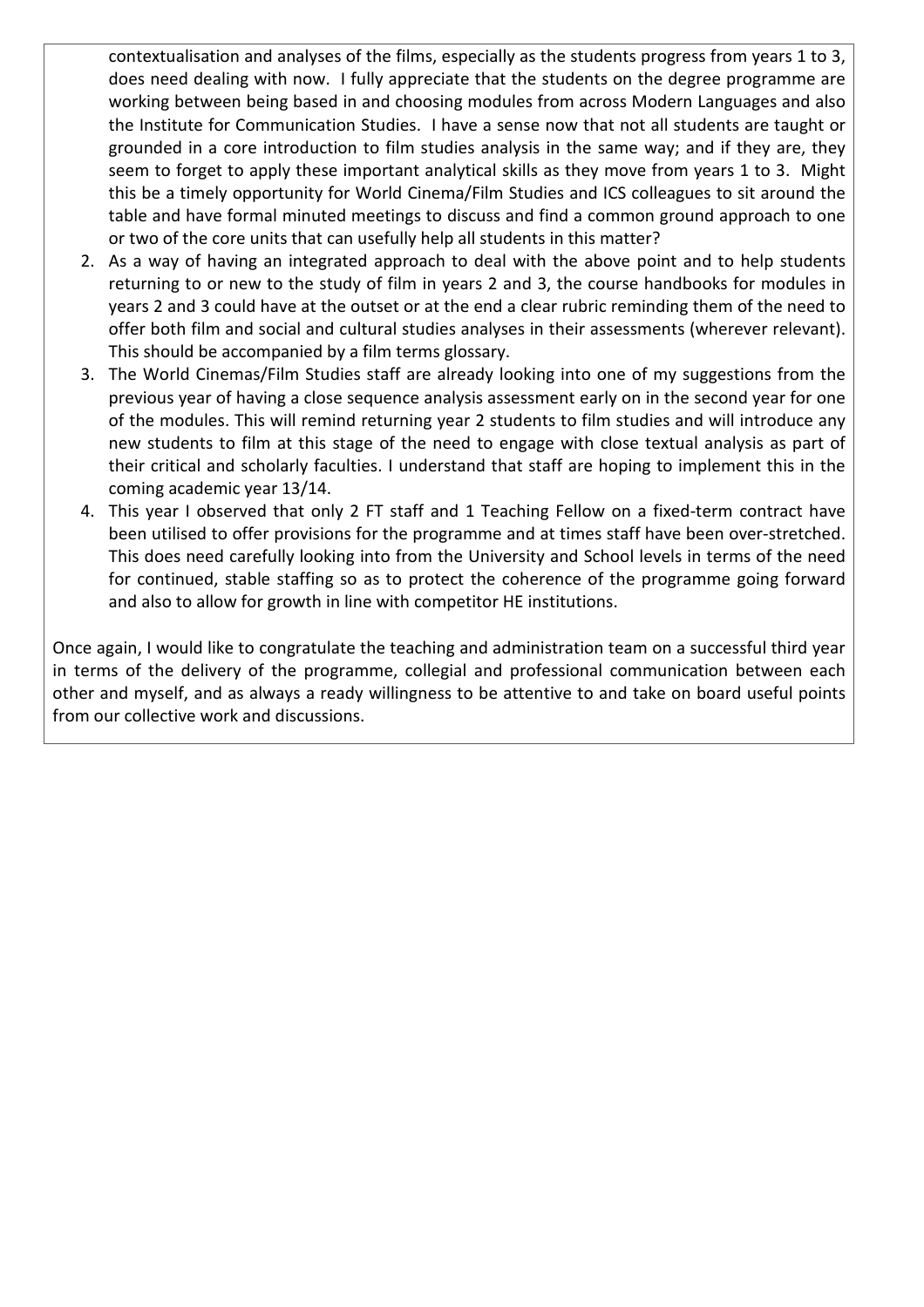contextualisation and analyses of the films, especially as the students progress from years 1 to 3, does need dealing with now. I fully appreciate that the students on the degree programme are working between being based in and choosing modules from across Modern Languages and also the Institute for Communication Studies. I have a sense now that not all students are taught or grounded in a core introduction to film studies analysis in the same way; and if they are, they seem to forget to apply these important analytical skills as they move from years 1 to 3. Might this be a timely opportunity for World Cinema/Film Studies and ICS colleagues to sit around the table and have formal minuted meetings to discuss and find a common ground approach to one or two of the core units that can usefully help all students in this matter?

2. As a way of having an integrated approach to deal with the above point and to help students returning to or new to the study of film in years 2 and 3, the course handbooks for modules in years 2 and 3 could have at the outset or at the end a clear rubric reminding them of the need to offer both film and social and cultural studies analyses in their assessments (wherever relevant). This should be accompanied by a film terms glossary.
3. The World Cinemas/Film Studies staff are already looking into one of my suggestions from the previous year of having a close sequence analysis assessment early on in the second year for one of the modules. This will remind returning year 2 students to film studies and will introduce any new students to film at this stage of the need to engage with close textual analysis as part of their critical and scholarly faculties. I understand that staff are hoping to implement this in the coming academic year 13/14.
4. This year I observed that only 2 FT staff and 1 Teaching Fellow on a fixed-term contract have been utilised to offer provisions for the programme and at times staff have been over-stretched. This does need carefully looking into from the University and School levels in terms of the need for continued, stable staffing so as to protect the coherence of the programme going forward and also to allow for growth in line with competitor HE institutions.

Once again, I would like to congratulate the teaching and administration team on a successful third year in terms of the delivery of the programme, collegial and professional communication between each other and myself, and as always a ready willingness to be attentive to and take on board useful points from our collective work and discussions.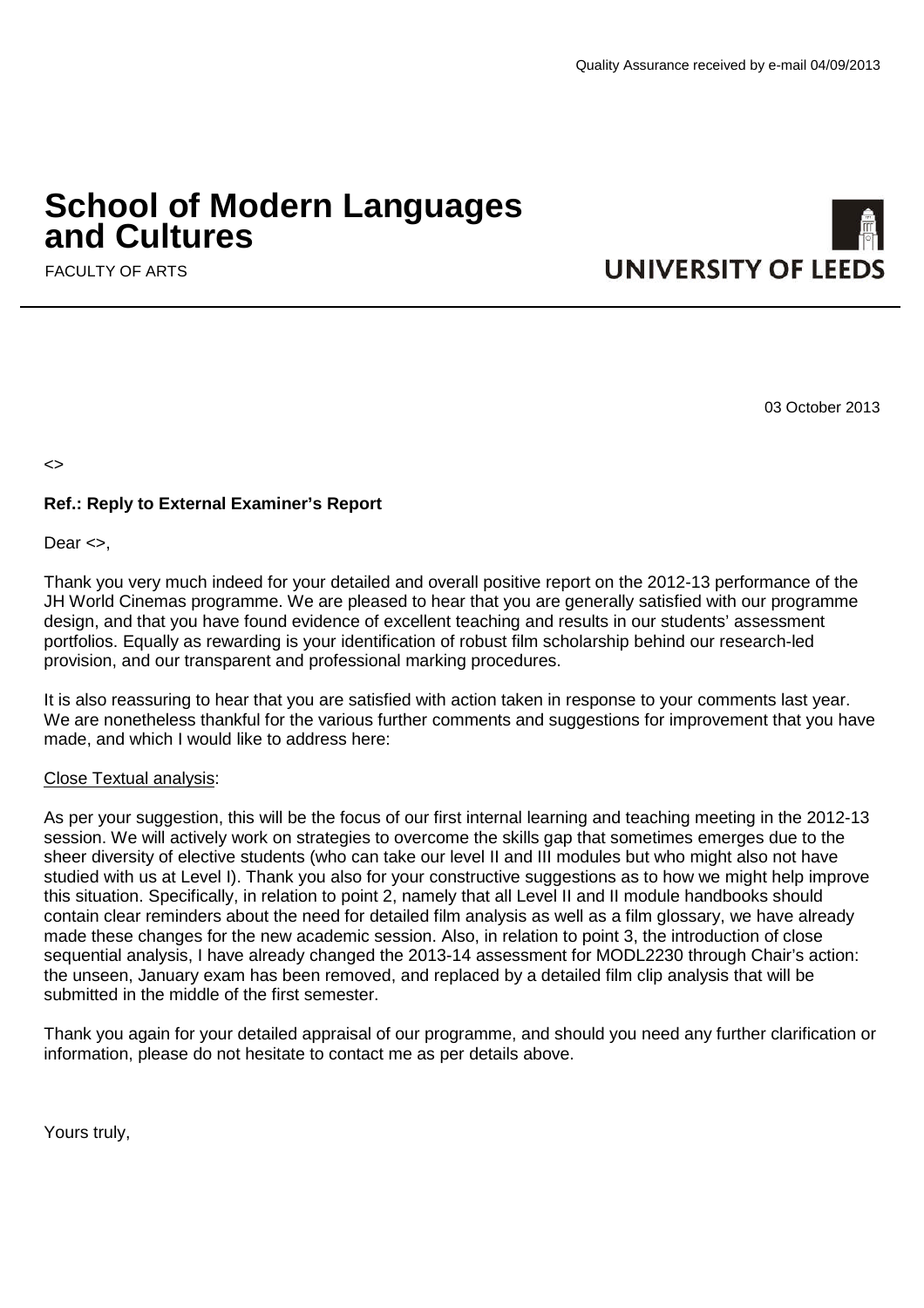Quality Assurance received by e-mail 04/09/2013

# School of Modern Languages and Cultures

FACULTY OF ARTS

UNIVERSITY OF LEEDS

03 October 2013

<>

**Ref.: Reply to External Examiner's Report**

Dear <>,

Thank you very much indeed for your detailed and overall positive report on the 2012-13 performance of the JH World Cinemas programme. We are pleased to hear that you are generally satisfied with our programme design, and that you have found evidence of excellent teaching and results in our students' assessment portfolios. Equally as rewarding is your identification of robust film scholarship behind our research-led provision, and our transparent and professional marking procedures.

It is also reassuring to hear that you are satisfied with action taken in response to your comments last year. We are nonetheless thankful for the various further comments and suggestions for improvement that you have made, and which I would like to address here:

<u>Close Textual analysis</u>:

As per your suggestion, this will be the focus of our first internal learning and teaching meeting in the 2012-13 session. We will actively work on strategies to overcome the skills gap that sometimes emerges due to the sheer diversity of elective students (who can take our level II and III modules but who might also not have studied with us at Level I). Thank you also for your constructive suggestions as to how we might help improve this situation. Specifically, in relation to point 2, namely that all Level II and II module handbooks should contain clear reminders about the need for detailed film analysis as well as a film glossary, we have already made these changes for the new academic session. Also, in relation to point 3, the introduction of close sequential analysis, I have already changed the 2013-14 assessment for MODL2230 through Chair's action: the unseen, January exam has been removed, and replaced by a detailed film clip analysis that will be submitted in the middle of the first semester.

Thank you again for your detailed appraisal of our programme, and should you need any further clarification or information, please do not hesitate to contact me as per details above.

Yours truly,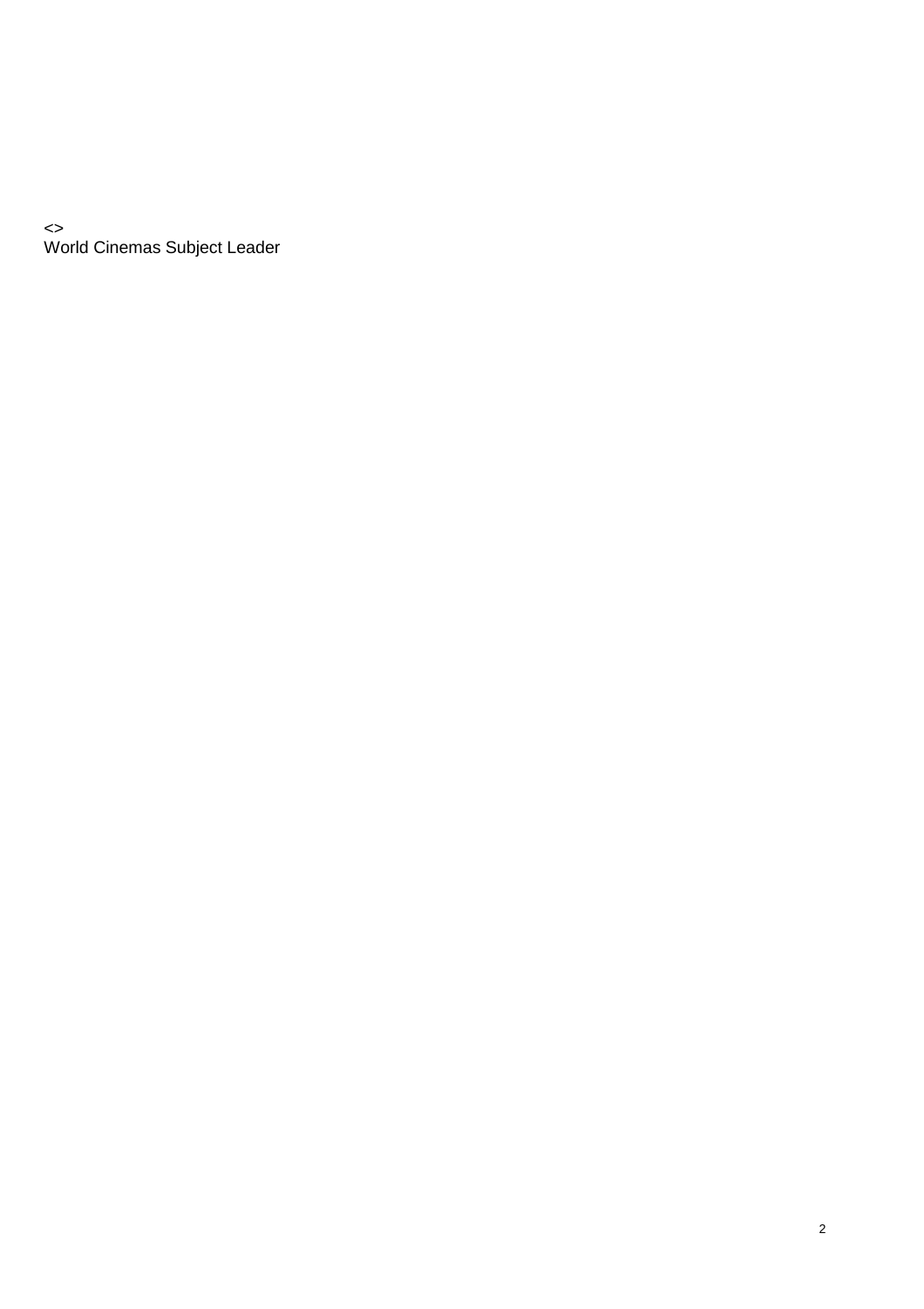<>
World Cinemas Subject Leader